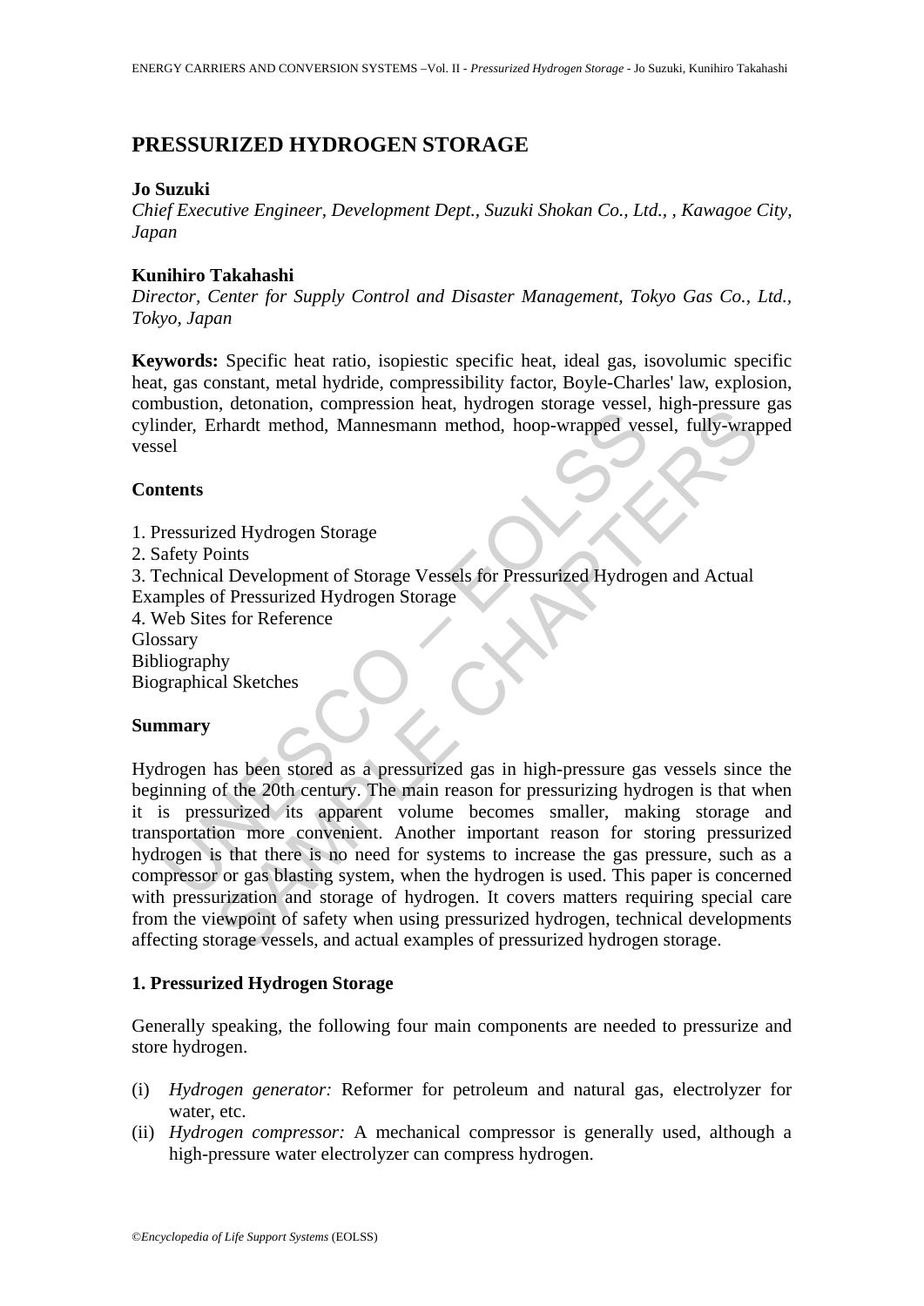# PRESSURIZED HYDROGEN STORAGE

**Jo Suzuki**

*Chief Executive Engineer, Development Dept., Suzuki Shokan Co., Ltd., , Kawagoe City, Japan*

**Kunihiro Takahashi**

*Director, Center for Supply Control and Disaster Management, Tokyo Gas Co., Ltd., Tokyo, Japan*

**Keywords:** Specific heat ratio, isopiestic specific heat, ideal gas, isovolumic specific heat, gas constant, metal hydride, compressibility factor, Boyle-Charles' law, explosion, combustion, detonation, compression heat, hydrogen storage vessel, high-pressure gas cylinder, Erhardt method, Mannesmann method, hoop-wrapped vessel, fully-wrapped vessel

**Contents**

1. Pressurized Hydrogen Storage
2. Safety Points
3. Technical Development of Storage Vessels for Pressurized Hydrogen and Actual Examples of Pressurized Hydrogen Storage
4. Web Sites for Reference

Glossary
Bibliography
Biographical Sketches

**Summary**

Hydrogen has been stored as a pressurized gas in high-pressure gas vessels since the beginning of the 20th century. The main reason for pressurizing hydrogen is that when it is pressurized its apparent volume becomes smaller, making storage and transportation more convenient. Another important reason for storing pressurized hydrogen is that there is no need for systems to increase the gas pressure, such as a compressor or gas blasting system, when the hydrogen is used. This paper is concerned with pressurization and storage of hydrogen. It covers matters requiring special care from the viewpoint of safety when using pressurized hydrogen, technical developments affecting storage vessels, and actual examples of pressurized hydrogen storage.

## 1. Pressurized Hydrogen Storage

Generally speaking, the following four main components are needed to pressurize and store hydrogen.

(i) *Hydrogen generator:* Reformer for petroleum and natural gas, electrolyzer for water, etc.

(ii) *Hydrogen compressor:* A mechanical compressor is generally used, although a high-pressure water electrolyzer can compress hydrogen.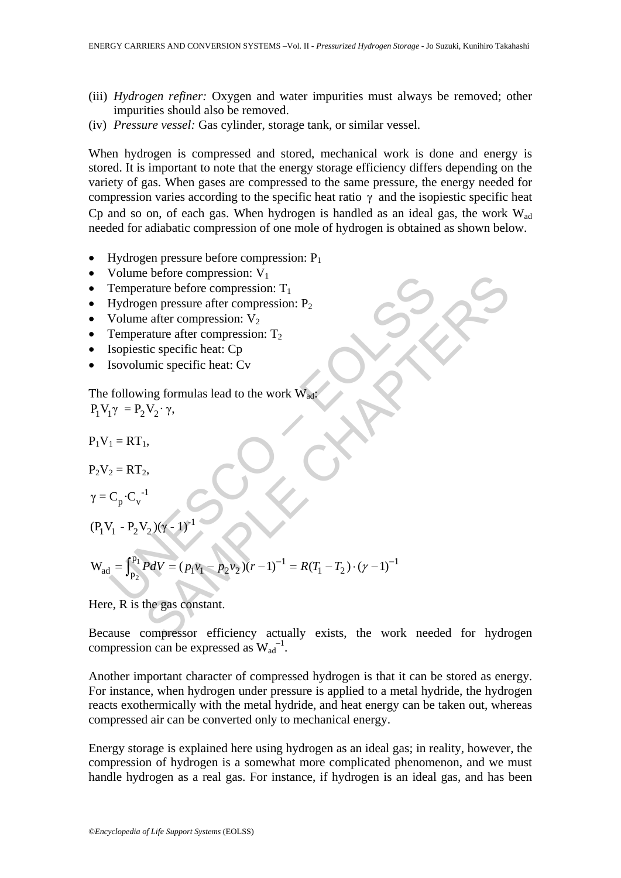(iii) *Hydrogen refiner:* Oxygen and water impurities must always be removed; other impurities should also be removed.

(iv) *Pressure vessel:* Gas cylinder, storage tank, or similar vessel.

When hydrogen is compressed and stored, mechanical work is done and energy is stored. It is important to note that the energy storage efficiency differs depending on the variety of gas. When gases are compressed to the same pressure, the energy needed for compression varies according to the specific heat ratio $\gamma$ and the isopiestic specific heat Cp and so on, of each gas. When hydrogen is handled as an ideal gas, the work $W_{ad}$ needed for adiabatic compression of one mole of hydrogen is obtained as shown below.

- Hydrogen pressure before compression: $P_1$
- Volume before compression: $V_1$
- Temperature before compression: $T_1$
- Hydrogen pressure after compression: $P_2$
- Volume after compression: $V_2$
- Temperature after compression: $T_2$
- Isopiestic specific heat: Cp
- Isovolumic specific heat: Cv

The following formulas lead to the work $W_{ad}$:

$$P_1V_1\gamma = P_2V_2 \cdot \gamma,$$

$$P_1V_1 = RT_1,$$

$$P_2V_2 = RT_2,$$

$$\gamma = C_p \cdot C_v^{-1}$$

$$(P_1V_1 - P_2V_2)(\gamma - 1)^{-1}$$

$$W_{ad} = \int_{p_2}^{p_1} PdV = (p_1v_1 - p_2v_2)(r-1)^{-1} = R(T_1 - T_2) \cdot (\gamma - 1)^{-1}$$

Here, R is the gas constant.

Because compressor efficiency actually exists, the work needed for hydrogen compression can be expressed as $W_{ad}^{-1}$.

Another important character of compressed hydrogen is that it can be stored as energy. For instance, when hydrogen under pressure is applied to a metal hydride, the hydrogen reacts exothermically with the metal hydride, and heat energy can be taken out, whereas compressed air can be converted only to mechanical energy.

Energy storage is explained here using hydrogen as an ideal gas; in reality, however, the compression of hydrogen is a somewhat more complicated phenomenon, and we must handle hydrogen as a real gas. For instance, if hydrogen is an ideal gas, and has been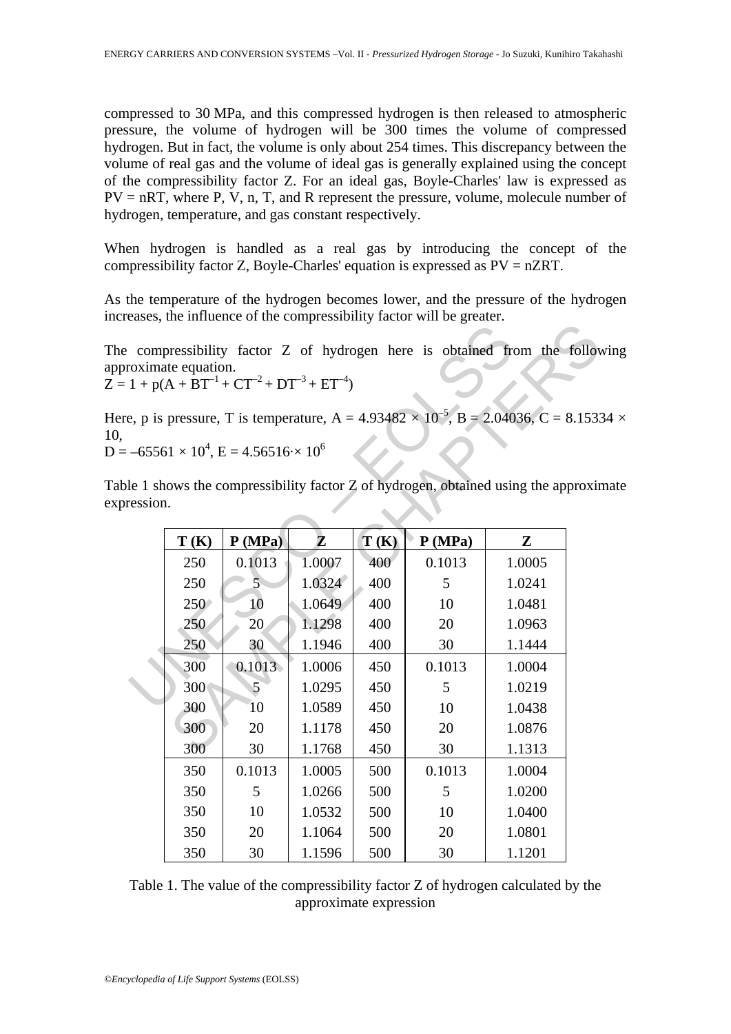compressed to 30 MPa, and this compressed hydrogen is then released to atmospheric pressure, the volume of hydrogen will be 300 times the volume of compressed hydrogen. But in fact, the volume is only about 254 times. This discrepancy between the volume of real gas and the volume of ideal gas is generally explained using the concept of the compressibility factor Z. For an ideal gas, Boyle-Charles' law is expressed as PV = nRT, where P, V, n, T, and R represent the pressure, volume, molecule number of hydrogen, temperature, and gas constant respectively.

When hydrogen is handled as a real gas by introducing the concept of the compressibility factor Z, Boyle-Charles' equation is expressed as PV = nZRT.

As the temperature of the hydrogen becomes lower, and the pressure of the hydrogen increases, the influence of the compressibility factor will be greater.

The compressibility factor Z of hydrogen here is obtained from the following approximate equation.

$Z = 1 + p(A + BT^{-1} + CT^{-2} + DT^{-3} + ET^{-4})$

Here, p is pressure, T is temperature, $A = 4.93482 \times 10^{-5}$, $B = 2.04036$, $C = 8.15334 \times 10$,
$D = -65561 \times 10^{4}$, $E = 4.56516 \cdot \times 10^{6}$

Table 1 shows the compressibility factor Z of hydrogen, obtained using the approximate expression.

| T (K) | P (MPa) | Z | T (K) | P (MPa) | Z |
|---|---|---|---|---|---|
| 250 | 0.1013 | 1.0007 | 400 | 0.1013 | 1.0005 |
| 250 | 5 | 1.0324 | 400 | 5 | 1.0241 |
| 250 | 10 | 1.0649 | 400 | 10 | 1.0481 |
| 250 | 20 | 1.1298 | 400 | 20 | 1.0963 |
| 250 | 30 | 1.1946 | 400 | 30 | 1.1444 |
| 300 | 0.1013 | 1.0006 | 450 | 0.1013 | 1.0004 |
| 300 | 5 | 1.0295 | 450 | 5 | 1.0219 |
| 300 | 10 | 1.0589 | 450 | 10 | 1.0438 |
| 300 | 20 | 1.1178 | 450 | 20 | 1.0876 |
| 300 | 30 | 1.1768 | 450 | 30 | 1.1313 |
| 350 | 0.1013 | 1.0005 | 500 | 0.1013 | 1.0004 |
| 350 | 5 | 1.0266 | 500 | 5 | 1.0200 |
| 350 | 10 | 1.0532 | 500 | 10 | 1.0400 |
| 350 | 20 | 1.1064 | 500 | 20 | 1.0801 |
| 350 | 30 | 1.1596 | 500 | 30 | 1.1201 |

Table 1. The value of the compressibility factor Z of hydrogen calculated by the approximate expression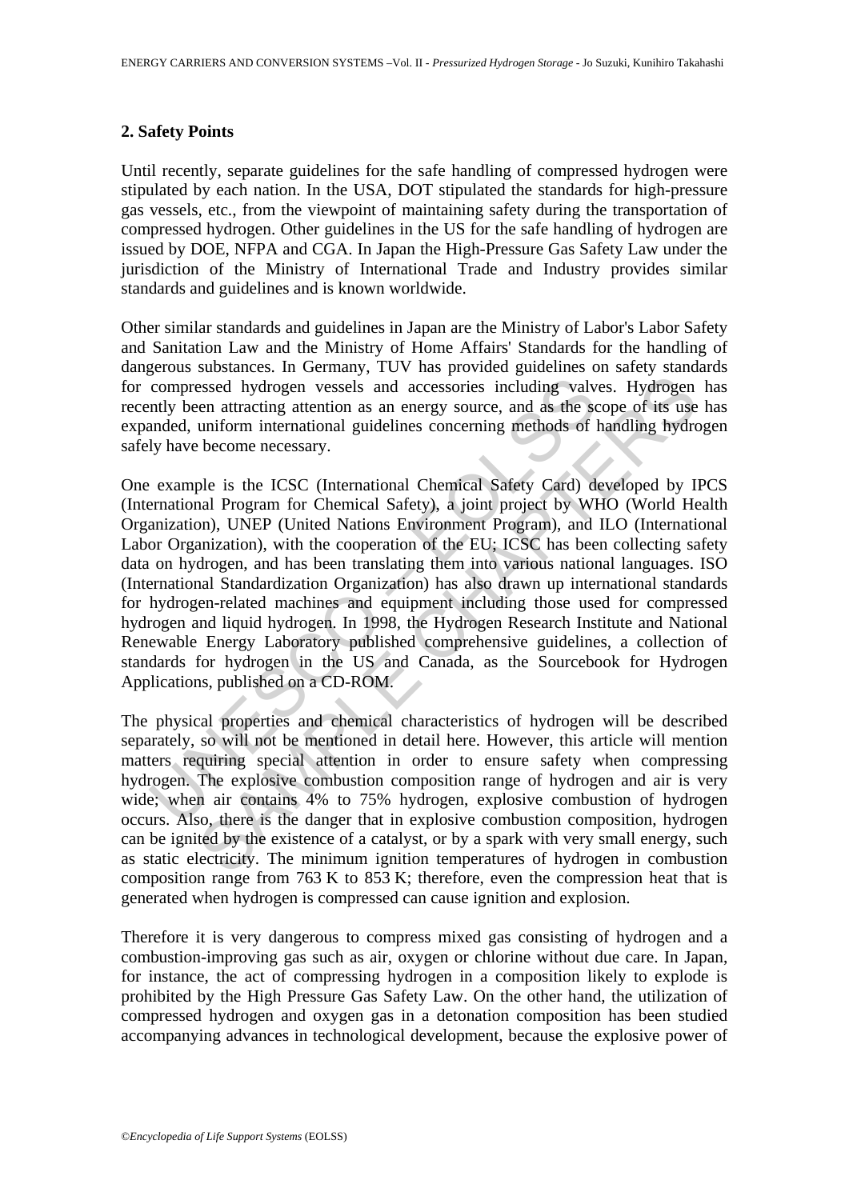## 2. Safety Points

Until recently, separate guidelines for the safe handling of compressed hydrogen were stipulated by each nation. In the USA, DOT stipulated the standards for high-pressure gas vessels, etc., from the viewpoint of maintaining safety during the transportation of compressed hydrogen. Other guidelines in the US for the safe handling of hydrogen are issued by DOE, NFPA and CGA. In Japan the High-Pressure Gas Safety Law under the jurisdiction of the Ministry of International Trade and Industry provides similar standards and guidelines and is known worldwide.

Other similar standards and guidelines in Japan are the Ministry of Labor's Labor Safety and Sanitation Law and the Ministry of Home Affairs' Standards for the handling of dangerous substances. In Germany, TUV has provided guidelines on safety standards for compressed hydrogen vessels and accessories including valves. Hydrogen has recently been attracting attention as an energy source, and as the scope of its use has expanded, uniform international guidelines concerning methods of handling hydrogen safely have become necessary.

One example is the ICSC (International Chemical Safety Card) developed by IPCS (International Program for Chemical Safety), a joint project by WHO (World Health Organization), UNEP (United Nations Environment Program), and ILO (International Labor Organization), with the cooperation of the EU; ICSC has been collecting safety data on hydrogen, and has been translating them into various national languages. ISO (International Standardization Organization) has also drawn up international standards for hydrogen-related machines and equipment including those used for compressed hydrogen and liquid hydrogen. In 1998, the Hydrogen Research Institute and National Renewable Energy Laboratory published comprehensive guidelines, a collection of standards for hydrogen in the US and Canada, as the Sourcebook for Hydrogen Applications, published on a CD-ROM.

The physical properties and chemical characteristics of hydrogen will be described separately, so will not be mentioned in detail here. However, this article will mention matters requiring special attention in order to ensure safety when compressing hydrogen. The explosive combustion composition range of hydrogen and air is very wide; when air contains 4% to 75% hydrogen, explosive combustion of hydrogen occurs. Also, there is the danger that in explosive combustion composition, hydrogen can be ignited by the existence of a catalyst, or by a spark with very small energy, such as static electricity. The minimum ignition temperatures of hydrogen in combustion composition range from 763 K to 853 K; therefore, even the compression heat that is generated when hydrogen is compressed can cause ignition and explosion.

Therefore it is very dangerous to compress mixed gas consisting of hydrogen and a combustion-improving gas such as air, oxygen or chlorine without due care. In Japan, for instance, the act of compressing hydrogen in a composition likely to explode is prohibited by the High Pressure Gas Safety Law. On the other hand, the utilization of compressed hydrogen and oxygen gas in a detonation composition has been studied accompanying advances in technological development, because the explosive power of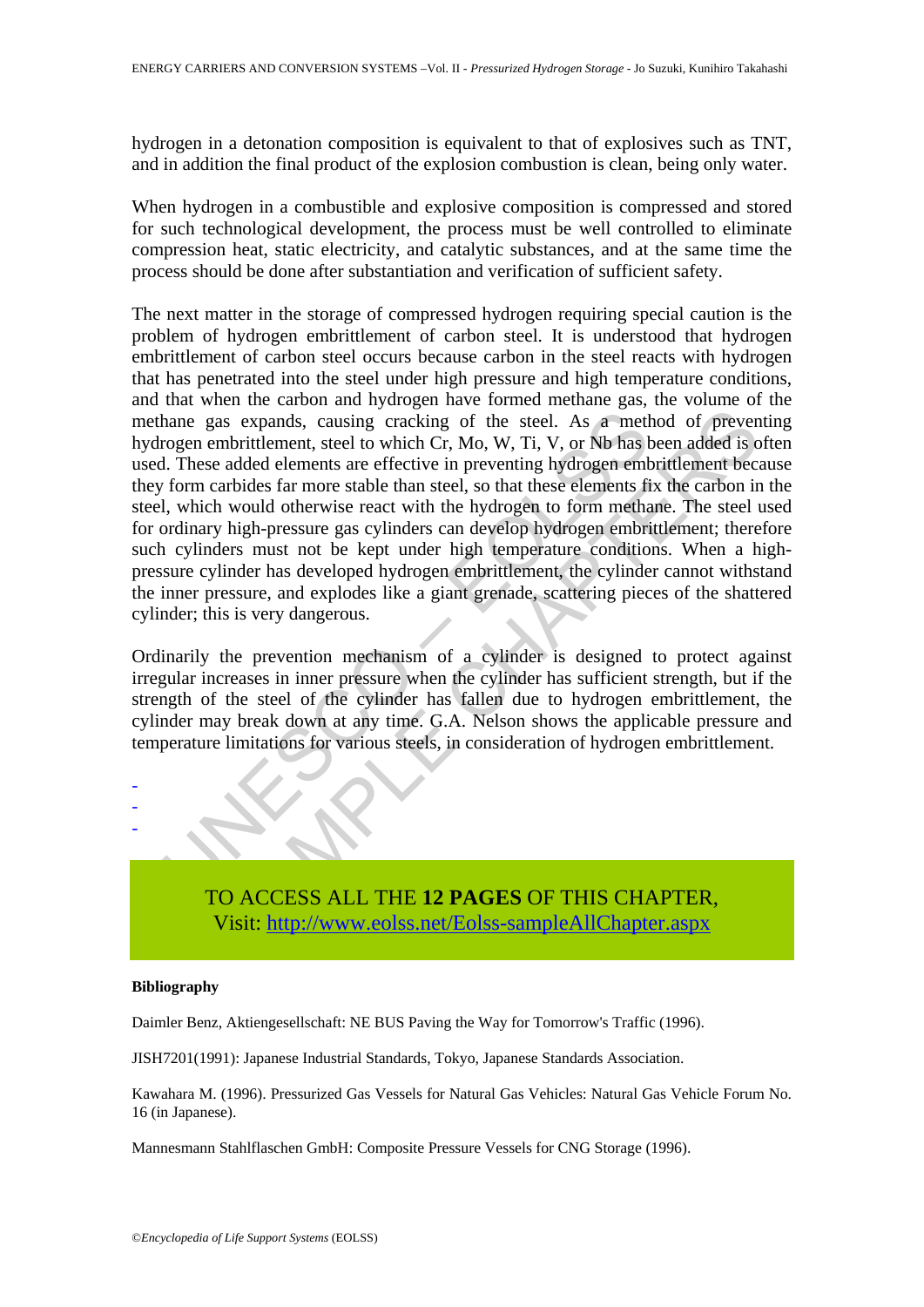hydrogen in a detonation composition is equivalent to that of explosives such as TNT, and in addition the final product of the explosion combustion is clean, being only water.

When hydrogen in a combustible and explosive composition is compressed and stored for such technological development, the process must be well controlled to eliminate compression heat, static electricity, and catalytic substances, and at the same time the process should be done after substantiation and verification of sufficient safety.

The next matter in the storage of compressed hydrogen requiring special caution is the problem of hydrogen embrittlement of carbon steel. It is understood that hydrogen embrittlement of carbon steel occurs because carbon in the steel reacts with hydrogen that has penetrated into the steel under high pressure and high temperature conditions, and that when the carbon and hydrogen have formed methane gas, the volume of the methane gas expands, causing cracking of the steel. As a method of preventing hydrogen embrittlement, steel to which Cr, Mo, W, Ti, V, or Nb has been added is often used. These added elements are effective in preventing hydrogen embrittlement because they form carbides far more stable than steel, so that these elements fix the carbon in the steel, which would otherwise react with the hydrogen to form methane. The steel used for ordinary high-pressure gas cylinders can develop hydrogen embrittlement; therefore such cylinders must not be kept under high temperature conditions. When a high-pressure cylinder has developed hydrogen embrittlement, the cylinder cannot withstand the inner pressure, and explodes like a giant grenade, scattering pieces of the shattered cylinder; this is very dangerous.

Ordinarily the prevention mechanism of a cylinder is designed to protect against irregular increases in inner pressure when the cylinder has sufficient strength, but if the strength of the steel of the cylinder has fallen due to hydrogen embrittlement, the cylinder may break down at any time. G.A. Nelson shows the applicable pressure and temperature limitations for various steels, in consideration of hydrogen embrittlement.

-
-
-

TO ACCESS ALL THE **12 PAGES** OF THIS CHAPTER,
Visit: http://www.eolss.net/Eolss-sampleAllChapter.aspx

#### Bibliography

Daimler Benz, Aktiengesellschaft: NE BUS Paving the Way for Tomorrow's Traffic (1996).

JISH7201(1991): Japanese Industrial Standards, Tokyo, Japanese Standards Association.

Kawahara M. (1996). Pressurized Gas Vessels for Natural Gas Vehicles: Natural Gas Vehicle Forum No. 16 (in Japanese).

Mannesmann Stahlflaschen GmbH: Composite Pressure Vessels for CNG Storage (1996).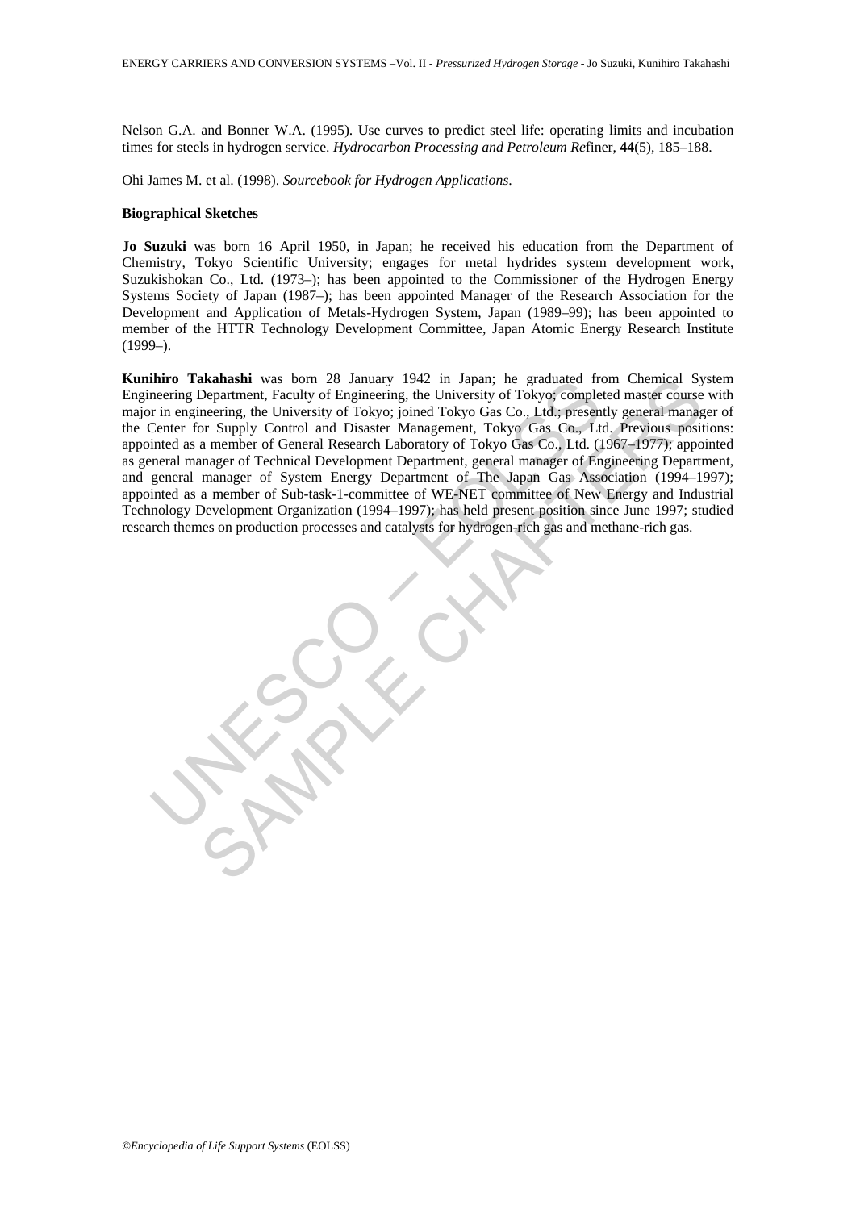Nelson G.A. and Bonner W.A. (1995). Use curves to predict steel life: operating limits and incubation times for steels in hydrogen service. *Hydrocarbon Processing and Petroleum Re*finer, **44**(5), 185–188.

Ohi James M. et al. (1998). *Sourcebook for Hydrogen Applications*.

**Biographical Sketches**

**Jo Suzuki** was born 16 April 1950, in Japan; he received his education from the Department of Chemistry, Tokyo Scientific University; engages for metal hydrides system development work, Suzukishokan Co., Ltd. (1973–); has been appointed to the Commissioner of the Hydrogen Energy Systems Society of Japan (1987–); has been appointed Manager of the Research Association for the Development and Application of Metals-Hydrogen System, Japan (1989–99); has been appointed to member of the HTTR Technology Development Committee, Japan Atomic Energy Research Institute (1999–).

**Kunihiro Takahashi** was born 28 January 1942 in Japan; he graduated from Chemical System Engineering Department, Faculty of Engineering, the University of Tokyo; completed master course with major in engineering, the University of Tokyo; joined Tokyo Gas Co., Ltd.; presently general manager of the Center for Supply Control and Disaster Management, Tokyo Gas Co., Ltd. Previous positions: appointed as a member of General Research Laboratory of Tokyo Gas Co., Ltd. (1967–1977); appointed as general manager of Technical Development Department, general manager of Engineering Department, and general manager of System Energy Department of The Japan Gas Association (1994–1997); appointed as a member of Sub-task-1-committee of WE-NET committee of New Energy and Industrial Technology Development Organization (1994–1997); has held present position since June 1997; studied research themes on production processes and catalysts for hydrogen-rich gas and methane-rich gas.